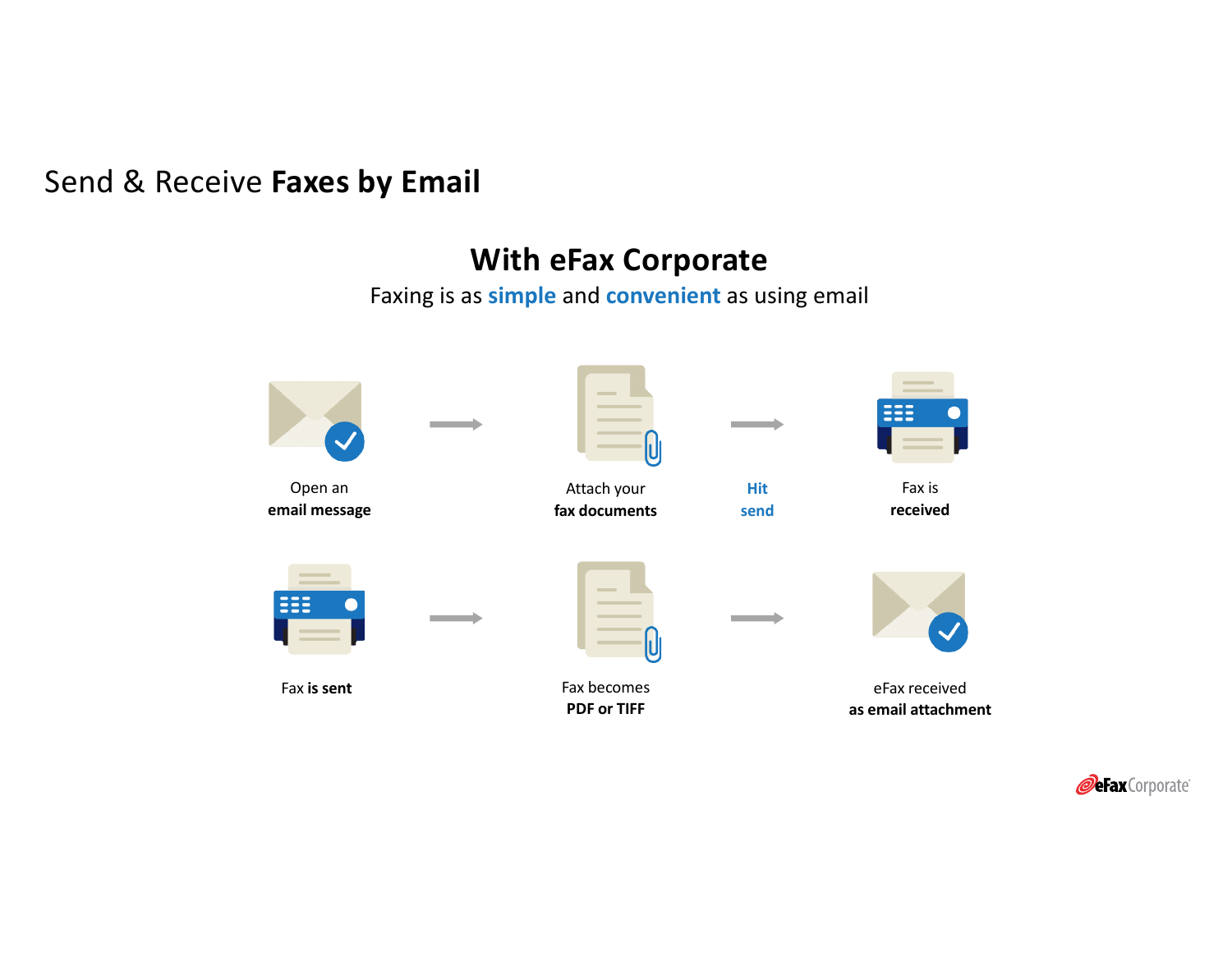# Send & Receive **Faxes by Email**

## With eFax Corporate

Faxing is as **simple** and **convenient** as using email

Open an **email message** → Attach your **fax documents** → **Hit send** → Fax is **received**

Fax **is sent** → Fax becomes **PDF or TIFF** → eFax received **as email attachment**

eFax Corporate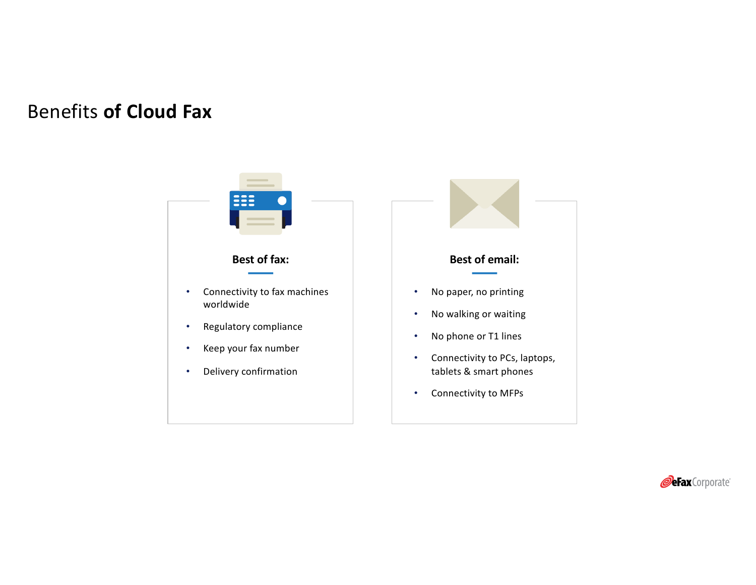# Benefits **of Cloud Fax**

### Best of fax:

- Connectivity to fax machines worldwide
- Regulatory compliance
- Keep your fax number
- Delivery confirmation

### Best of email:

- No paper, no printing
- No walking or waiting
- No phone or T1 lines
- Connectivity to PCs, laptops, tablets & smart phones
- Connectivity to MFPs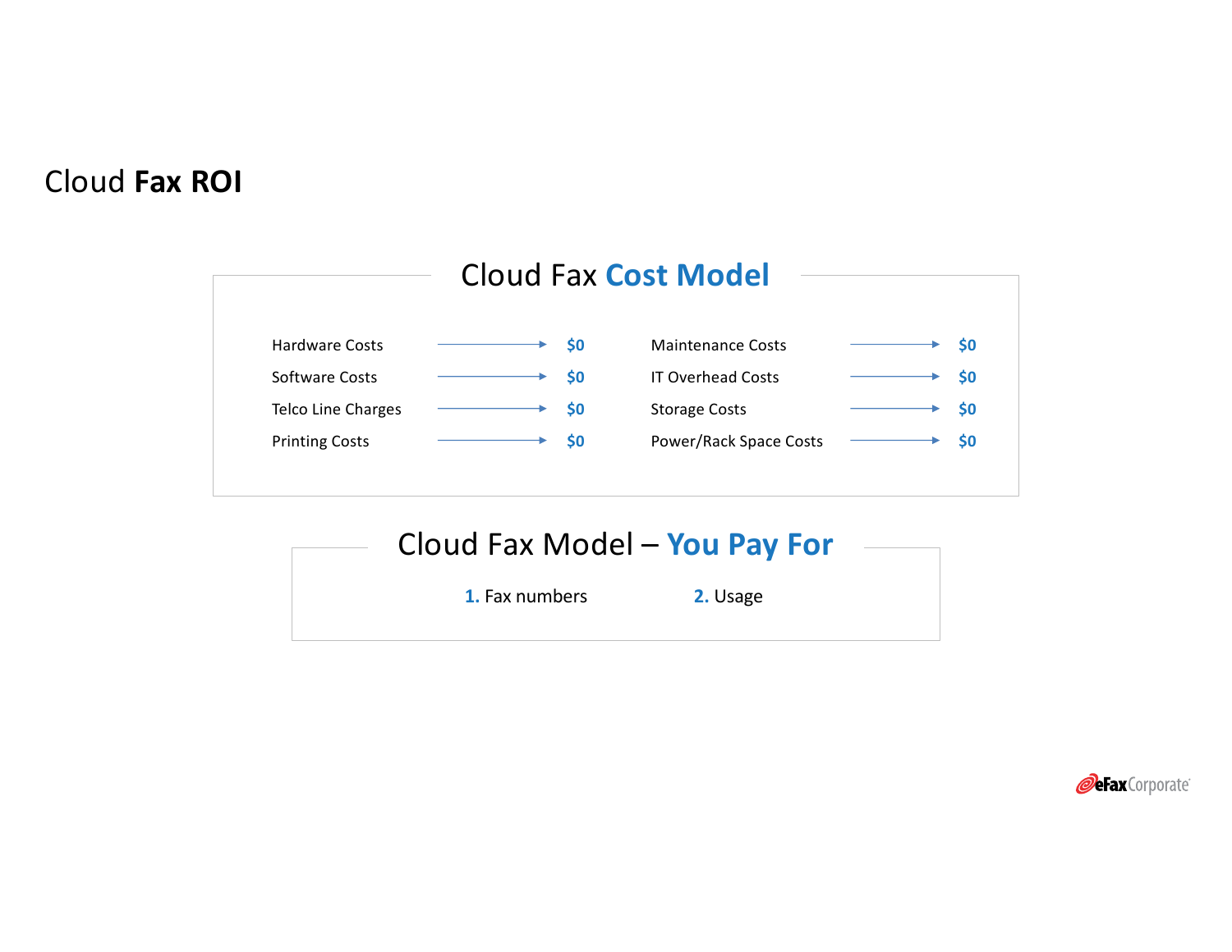# Cloud **Fax ROI**

## Cloud Fax **Cost Model**

| Cost | Amount | Cost | Amount |
|---|---|---|---|
| Hardware Costs | **$0** | Maintenance Costs | **$0** |
| Software Costs | **$0** | IT Overhead Costs | **$0** |
| Telco Line Charges | **$0** | Storage Costs | **$0** |
| Printing Costs | **$0** | Power/Rack Space Costs | **$0** |

## Cloud Fax Model – **You Pay For**

**1.** Fax numbers

**2.** Usage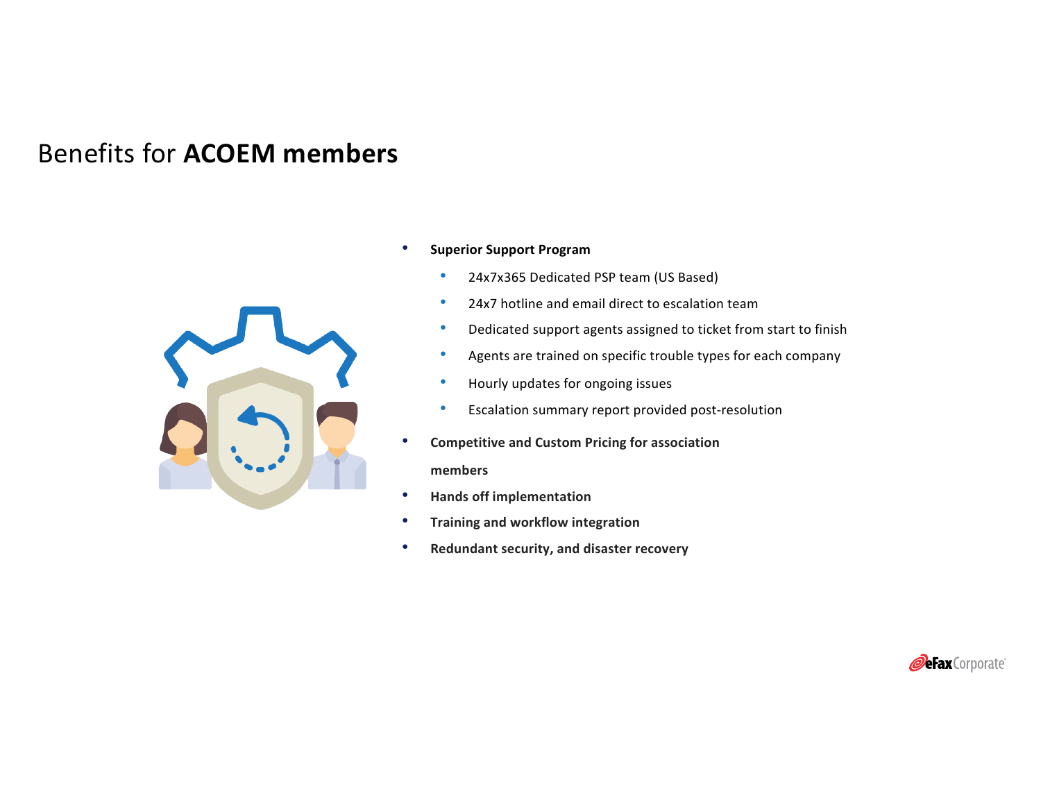# Benefits for **ACOEM members**

- **Superior Support Program**
  - 24x7x365 Dedicated PSP team (US Based)
  - 24x7 hotline and email direct to escalation team
  - Dedicated support agents assigned to ticket from start to finish
  - Agents are trained on specific trouble types for each company
  - Hourly updates for ongoing issues
  - Escalation summary report provided post-resolution
- **Competitive and Custom Pricing for association members**
- **Hands off implementation**
- **Training and workflow integration**
- **Redundant security, and disaster recovery**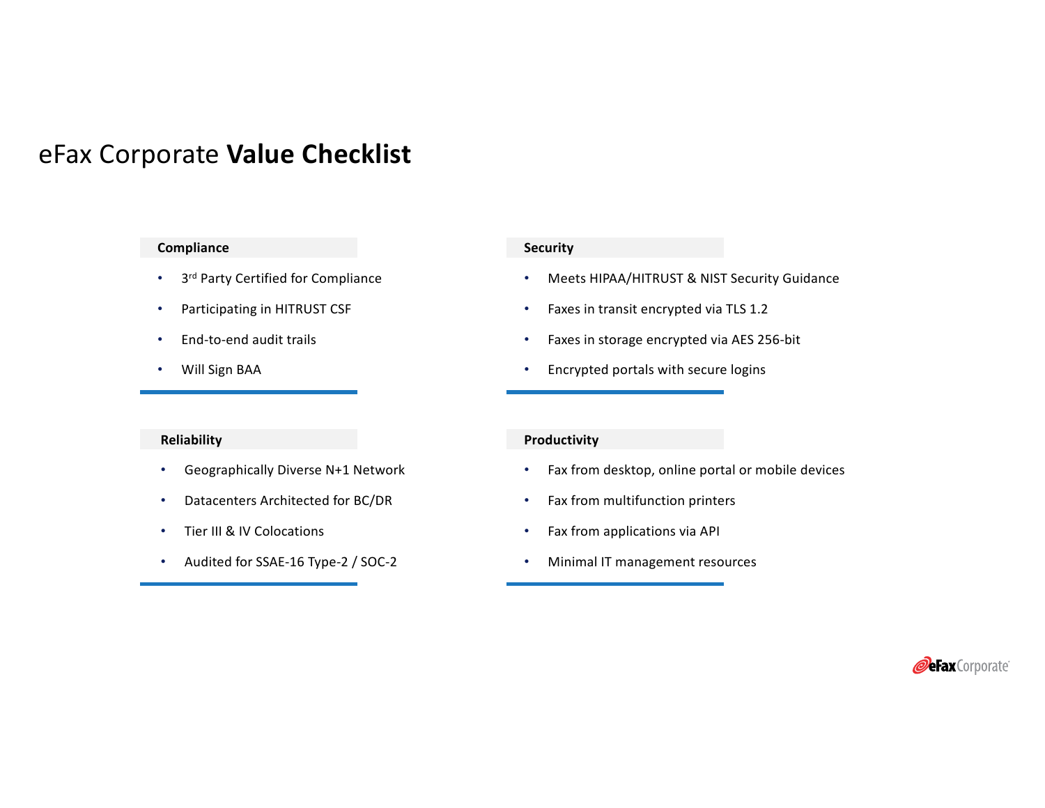# eFax Corporate **Value Checklist**

### Compliance

- 3rd Party Certified for Compliance
- Participating in HITRUST CSF
- End-to-end audit trails
- Will Sign BAA

### Security

- Meets HIPAA/HITRUST & NIST Security Guidance
- Faxes in transit encrypted via TLS 1.2
- Faxes in storage encrypted via AES 256-bit
- Encrypted portals with secure logins

### Reliability

- Geographically Diverse N+1 Network
- Datacenters Architected for BC/DR
- Tier III & IV Colocations
- Audited for SSAE-16 Type-2 / SOC-2

### Productivity

- Fax from desktop, online portal or mobile devices
- Fax from multifunction printers
- Fax from applications via API
- Minimal IT management resources